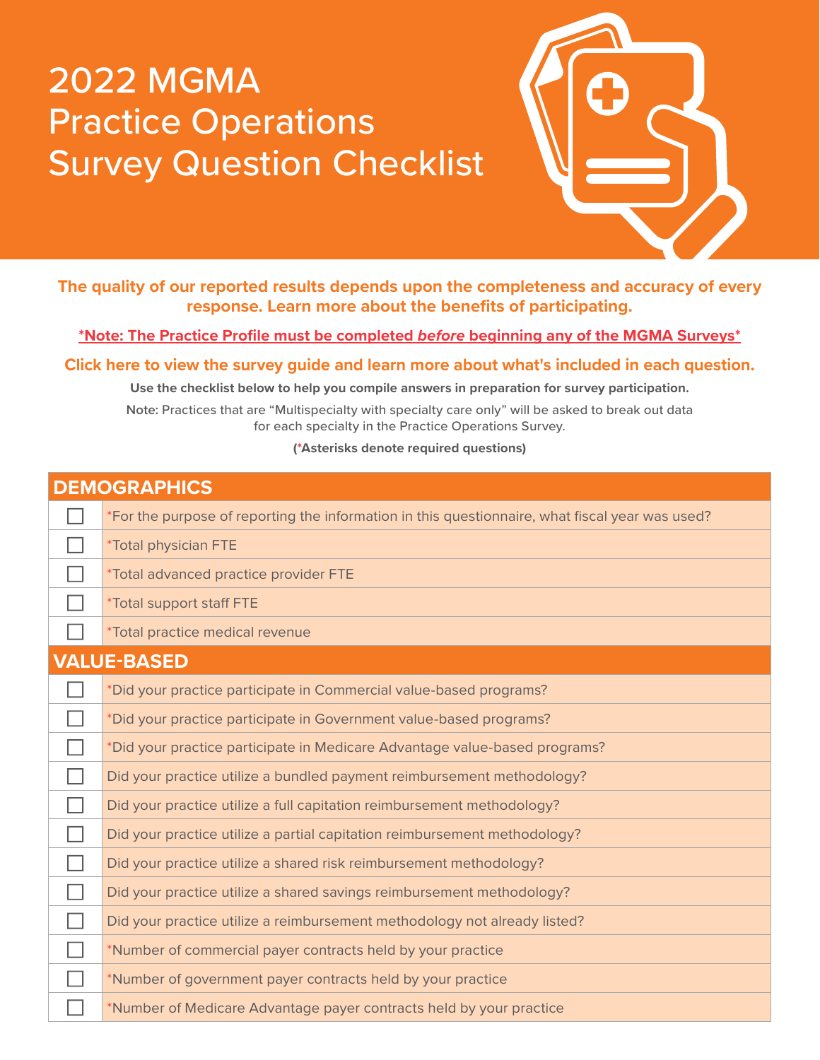# 2022 MGMA Practice Operations Survey Question Checklist

**The quality of our reported results depends upon the completeness and accuracy of every response. Learn more about the benefits of participating.**

**\*Note: The Practice Profile must be completed *before* beginning any of the MGMA Surveys\***

**Click here to view the survey guide and learn more about what's included in each question.**

**Use the checklist below to help you compile answers in preparation for survey participation.**

**Note:** Practices that are "Multispecialty with specialty care only" will be asked to break out data for each specialty in the Practice Operations Survey.

**(\*Asterisks denote required questions)**

| DEMOGRAPHICS | |
|---|---|
| ☐ | *For the purpose of reporting the information in this questionnaire, what fiscal year was used? |
| ☐ | *Total physician FTE |
| ☐ | *Total advanced practice provider FTE |
| ☐ | *Total support staff FTE |
| ☐ | *Total practice medical revenue |
| **VALUE-BASED** | |
| ☐ | *Did your practice participate in Commercial value-based programs? |
| ☐ | *Did your practice participate in Government value-based programs? |
| ☐ | *Did your practice participate in Medicare Advantage value-based programs? |
| ☐ | Did your practice utilize a bundled payment reimbursement methodology? |
| ☐ | Did your practice utilize a full capitation reimbursement methodology? |
| ☐ | Did your practice utilize a partial capitation reimbursement methodology? |
| ☐ | Did your practice utilize a shared risk reimbursement methodology? |
| ☐ | Did your practice utilize a shared savings reimbursement methodology? |
| ☐ | Did your practice utilize a reimbursement methodology not already listed? |
| ☐ | *Number of commercial payer contracts held by your practice |
| ☐ | *Number of government payer contracts held by your practice |
| ☐ | *Number of Medicare Advantage payer contracts held by your practice |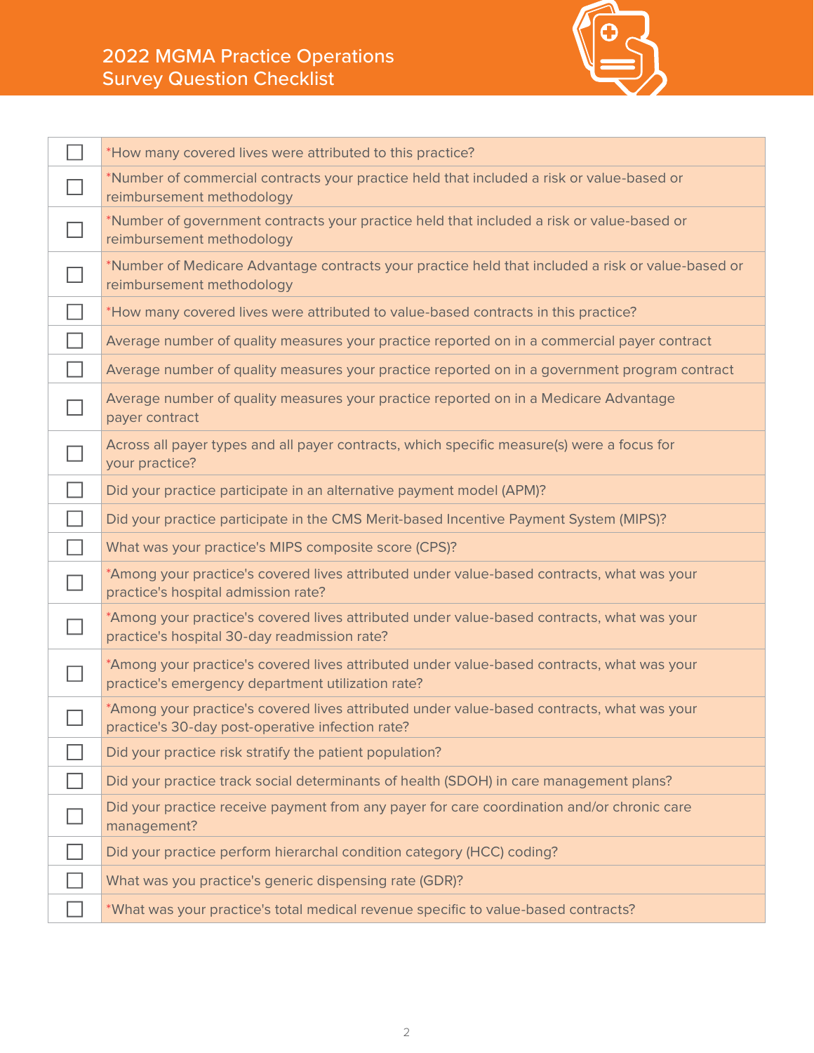# 2022 MGMA Practice Operations Survey Question Checklist

| | |
|---|---|
| ☐ | *How many covered lives were attributed to this practice? |
| ☐ | *Number of commercial contracts your practice held that included a risk or value-based or reimbursement methodology |
| ☐ | *Number of government contracts your practice held that included a risk or value-based or reimbursement methodology |
| ☐ | *Number of Medicare Advantage contracts your practice held that included a risk or value-based or reimbursement methodology |
| ☐ | *How many covered lives were attributed to value-based contracts in this practice? |
| ☐ | Average number of quality measures your practice reported on in a commercial payer contract |
| ☐ | Average number of quality measures your practice reported on in a government program contract |
| ☐ | Average number of quality measures your practice reported on in a Medicare Advantage payer contract |
| ☐ | Across all payer types and all payer contracts, which specific measure(s) were a focus for your practice? |
| ☐ | Did your practice participate in an alternative payment model (APM)? |
| ☐ | Did your practice participate in the CMS Merit-based Incentive Payment System (MIPS)? |
| ☐ | What was your practice's MIPS composite score (CPS)? |
| ☐ | *Among your practice's covered lives attributed under value-based contracts, what was your practice's hospital admission rate? |
| ☐ | *Among your practice's covered lives attributed under value-based contracts, what was your practice's hospital 30-day readmission rate? |
| ☐ | *Among your practice's covered lives attributed under value-based contracts, what was your practice's emergency department utilization rate? |
| ☐ | *Among your practice's covered lives attributed under value-based contracts, what was your practice's 30-day post-operative infection rate? |
| ☐ | Did your practice risk stratify the patient population? |
| ☐ | Did your practice track social determinants of health (SDOH) in care management plans? |
| ☐ | Did your practice receive payment from any payer for care coordination and/or chronic care management? |
| ☐ | Did your practice perform hierarchal condition category (HCC) coding? |
| ☐ | What was you practice's generic dispensing rate (GDR)? |
| ☐ | *What was your practice's total medical revenue specific to value-based contracts? |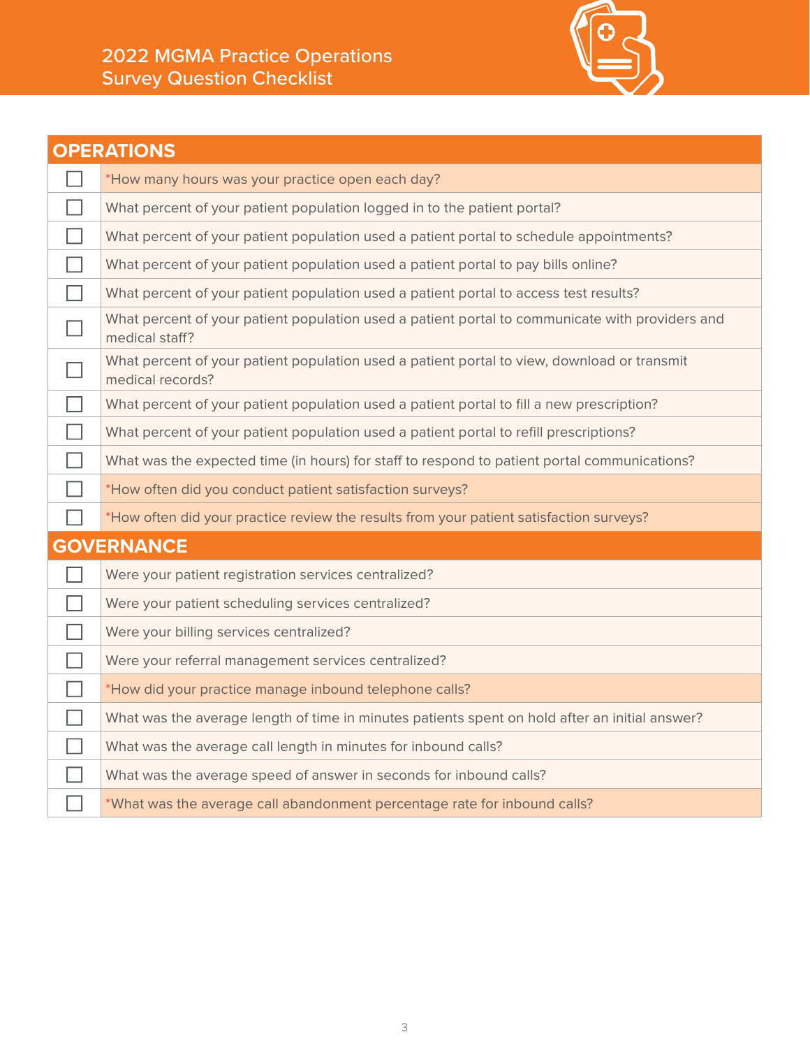2022 MGMA Practice Operations
Survey Question Checklist

| OPERATIONS | |
|---|---|
| ☐ | *How many hours was your practice open each day? |
| ☐ | What percent of your patient population logged in to the patient portal? |
| ☐ | What percent of your patient population used a patient portal to schedule appointments? |
| ☐ | What percent of your patient population used a patient portal to pay bills online? |
| ☐ | What percent of your patient population used a patient portal to access test results? |
| ☐ | What percent of your patient population used a patient portal to communicate with providers and medical staff? |
| ☐ | What percent of your patient population used a patient portal to view, download or transmit medical records? |
| ☐ | What percent of your patient population used a patient portal to fill a new prescription? |
| ☐ | What percent of your patient population used a patient portal to refill prescriptions? |
| ☐ | What was the expected time (in hours) for staff to respond to patient portal communications? |
| ☐ | *How often did you conduct patient satisfaction surveys? |
| ☐ | *How often did your practice review the results from your patient satisfaction surveys? |
| **GOVERNANCE** | |
| ☐ | Were your patient registration services centralized? |
| ☐ | Were your patient scheduling services centralized? |
| ☐ | Were your billing services centralized? |
| ☐ | Were your referral management services centralized? |
| ☐ | *How did your practice manage inbound telephone calls? |
| ☐ | What was the average length of time in minutes patients spent on hold after an initial answer? |
| ☐ | What was the average call length in minutes for inbound calls? |
| ☐ | What was the average speed of answer in seconds for inbound calls? |
| ☐ | *What was the average call abandonment percentage rate for inbound calls? |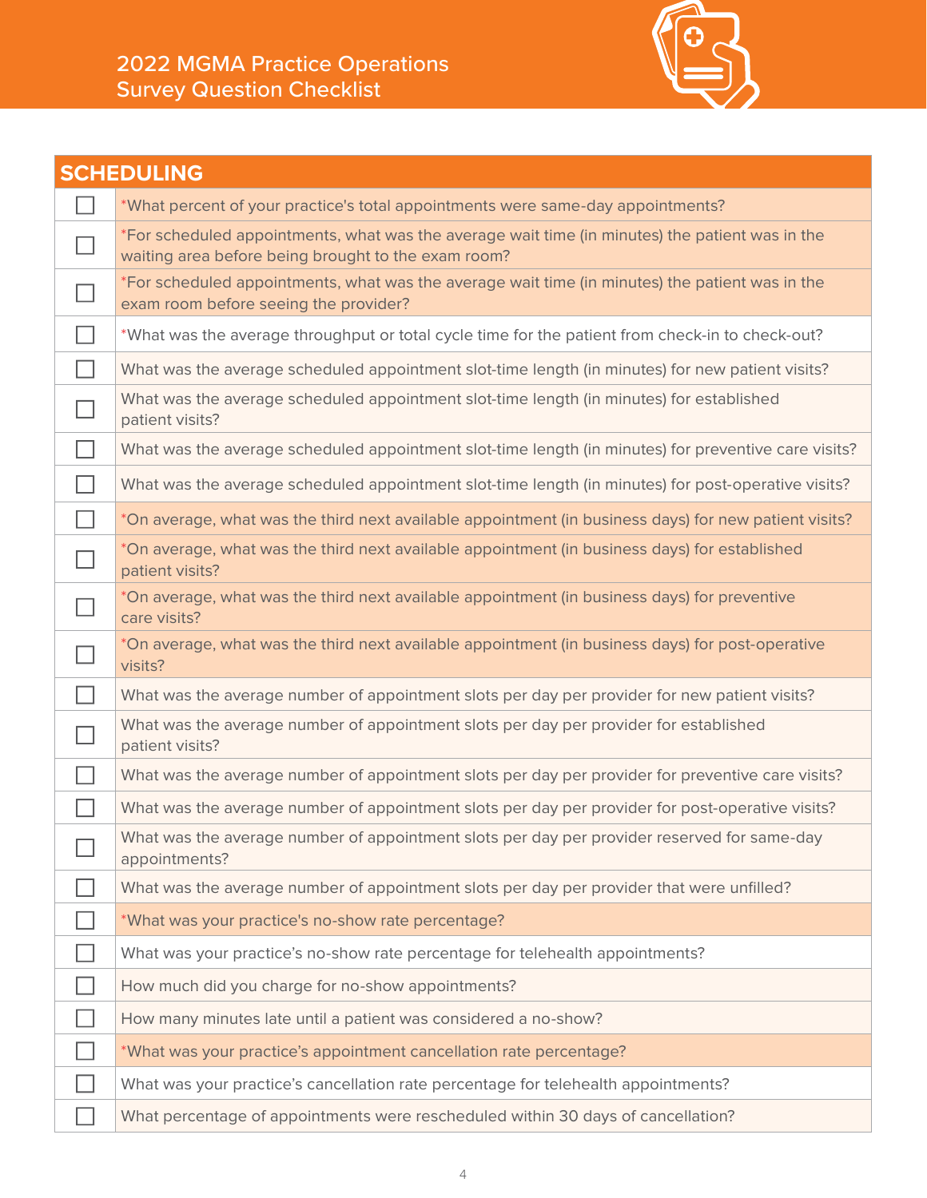# 2022 MGMA Practice Operations Survey Question Checklist

## SCHEDULING

| | SCHEDULING |
|---|---|
| ☐ | *What percent of your practice's total appointments were same-day appointments? |
| ☐ | *For scheduled appointments, what was the average wait time (in minutes) the patient was in the waiting area before being brought to the exam room? |
| ☐ | *For scheduled appointments, what was the average wait time (in minutes) the patient was in the exam room before seeing the provider? |
| ☐ | *What was the average throughput or total cycle time for the patient from check-in to check-out? |
| ☐ | What was the average scheduled appointment slot-time length (in minutes) for new patient visits? |
| ☐ | What was the average scheduled appointment slot-time length (in minutes) for established patient visits? |
| ☐ | What was the average scheduled appointment slot-time length (in minutes) for preventive care visits? |
| ☐ | What was the average scheduled appointment slot-time length (in minutes) for post-operative visits? |
| ☐ | *On average, what was the third next available appointment (in business days) for new patient visits? |
| ☐ | *On average, what was the third next available appointment (in business days) for established patient visits? |
| ☐ | *On average, what was the third next available appointment (in business days) for preventive care visits? |
| ☐ | *On average, what was the third next available appointment (in business days) for post-operative visits? |
| ☐ | What was the average number of appointment slots per day per provider for new patient visits? |
| ☐ | What was the average number of appointment slots per day per provider for established patient visits? |
| ☐ | What was the average number of appointment slots per day per provider for preventive care visits? |
| ☐ | What was the average number of appointment slots per day per provider for post-operative visits? |
| ☐ | What was the average number of appointment slots per day per provider reserved for same-day appointments? |
| ☐ | What was the average number of appointment slots per day per provider that were unfilled? |
| ☐ | *What was your practice's no-show rate percentage? |
| ☐ | What was your practice's no-show rate percentage for telehealth appointments? |
| ☐ | How much did you charge for no-show appointments? |
| ☐ | How many minutes late until a patient was considered a no-show? |
| ☐ | *What was your practice's appointment cancellation rate percentage? |
| ☐ | What was your practice's cancellation rate percentage for telehealth appointments? |
| ☐ | What percentage of appointments were rescheduled within 30 days of cancellation? |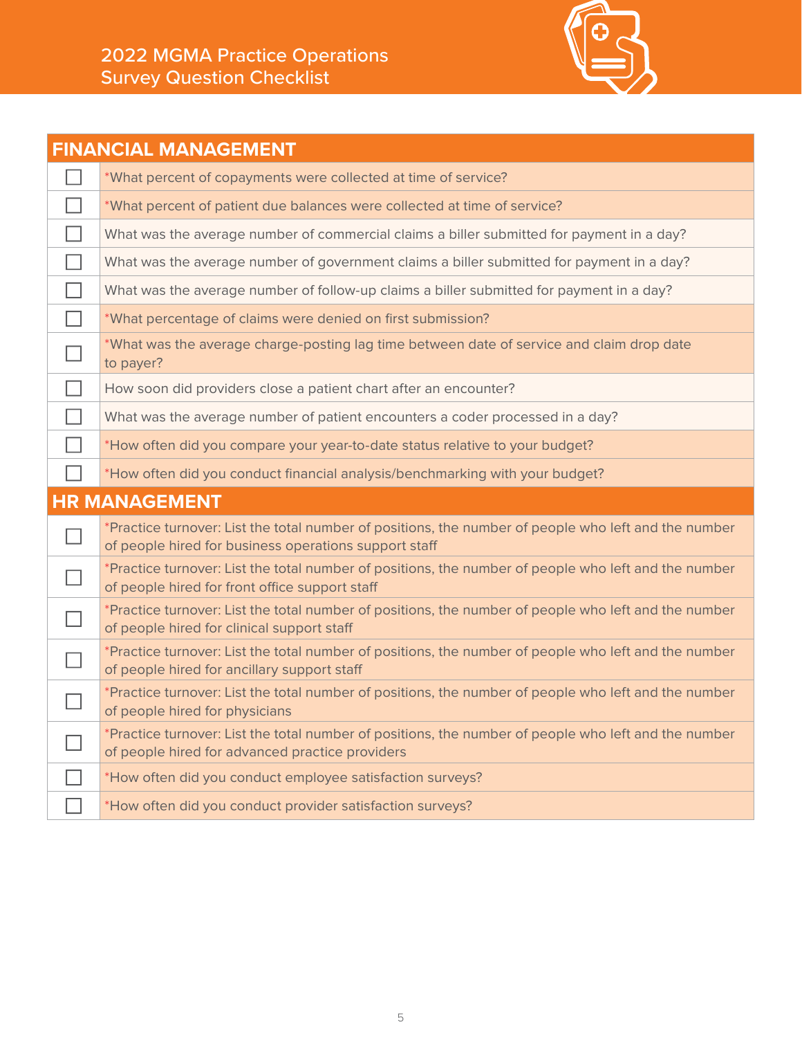2022 MGMA Practice Operations Survey Question Checklist

| | |
|---|---|
| **FINANCIAL MANAGEMENT** | |
| ☐ | *What percent of copayments were collected at time of service? |
| ☐ | *What percent of patient due balances were collected at time of service? |
| ☐ | What was the average number of commercial claims a biller submitted for payment in a day? |
| ☐ | What was the average number of government claims a biller submitted for payment in a day? |
| ☐ | What was the average number of follow-up claims a biller submitted for payment in a day? |
| ☐ | *What percentage of claims were denied on first submission? |
| ☐ | *What was the average charge-posting lag time between date of service and claim drop date to payer? |
| ☐ | How soon did providers close a patient chart after an encounter? |
| ☐ | What was the average number of patient encounters a coder processed in a day? |
| ☐ | *How often did you compare your year-to-date status relative to your budget? |
| ☐ | *How often did you conduct financial analysis/benchmarking with your budget? |
| **HR MANAGEMENT** | |
| ☐ | *Practice turnover: List the total number of positions, the number of people who left and the number of people hired for business operations support staff |
| ☐ | *Practice turnover: List the total number of positions, the number of people who left and the number of people hired for front office support staff |
| ☐ | *Practice turnover: List the total number of positions, the number of people who left and the number of people hired for clinical support staff |
| ☐ | *Practice turnover: List the total number of positions, the number of people who left and the number of people hired for ancillary support staff |
| ☐ | *Practice turnover: List the total number of positions, the number of people who left and the number of people hired for physicians |
| ☐ | *Practice turnover: List the total number of positions, the number of people who left and the number of people hired for advanced practice providers |
| ☐ | *How often did you conduct employee satisfaction surveys? |
| ☐ | *How often did you conduct provider satisfaction surveys? |